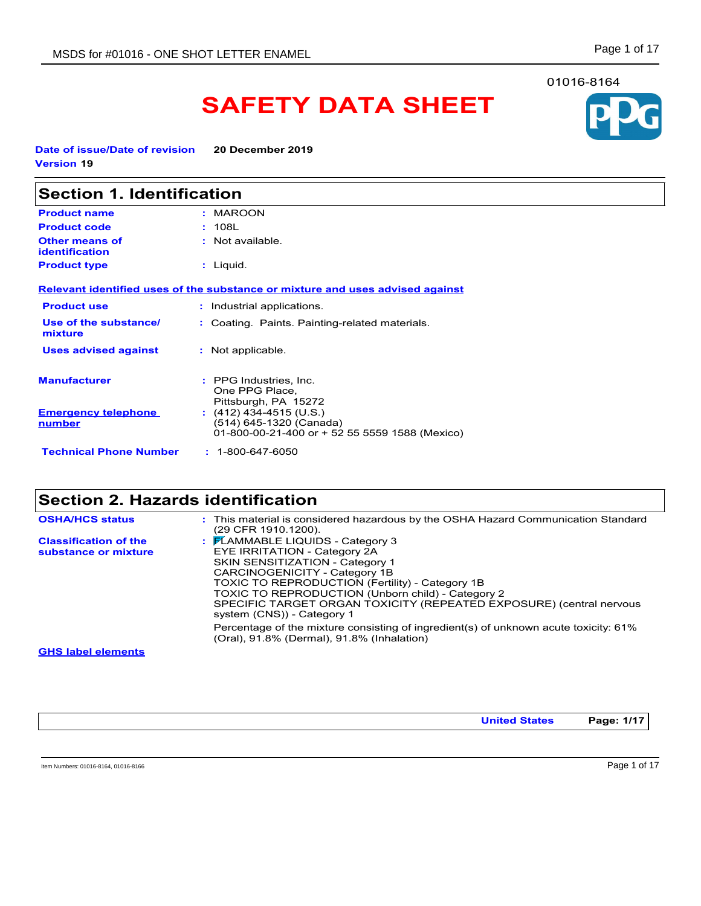01016-8164

# SAFETY DATA SHEET

**Date of issue/Date of revision** **20 December 2019**
**Version** **19**

## Section 1. Identification

| | | |
|---|---|---|
| **Product name** | : | MAROON |
| **Product code** | : | 108L |
| **Other means of identification** | : | Not available. |
| **Product type** | : | Liquid. |

**Relevant identified uses of the substance or mixture and uses advised against**

| | | |
|---|---|---|
| **Product use** | : | Industrial applications. |
| **Use of the substance/ mixture** | : | Coating. Paints. Painting-related materials. |
| **Uses advised against** | : | Not applicable. |

| | | |
|---|---|---|
| **Manufacturer** | : | PPG Industries, Inc.<br>One PPG Place,<br>Pittsburgh, PA 15272 |
| **Emergency telephone number** | : | (412) 434-4515 (U.S.)<br>(514) 645-1320 (Canada)<br>01-800-00-21-400 or + 52 55 5559 1588 (Mexico) |
| **Technical Phone Number** | : | 1-800-647-6050 |

## Section 2. Hazards identification

| | | |
|---|---|---|
| **OSHA/HCS status** | : | This material is considered hazardous by the OSHA Hazard Communication Standard (29 CFR 1910.1200). |
| **Classification of the substance or mixture** | : | FLAMMABLE LIQUIDS - Category 3<br>EYE IRRITATION - Category 2A<br>SKIN SENSITIZATION - Category 1<br>CARCINOGENICITY - Category 1B<br>TOXIC TO REPRODUCTION (Fertility) - Category 1B<br>TOXIC TO REPRODUCTION (Unborn child) - Category 2<br>SPECIFIC TARGET ORGAN TOXICITY (REPEATED EXPOSURE) (central nervous system (CNS)) - Category 1<br><br>Percentage of the mixture consisting of ingredient(s) of unknown acute toxicity: 61% (Oral), 91.8% (Dermal), 91.8% (Inhalation) |

**GHS label elements**

Item Numbers: 01016-8164, 01016-8166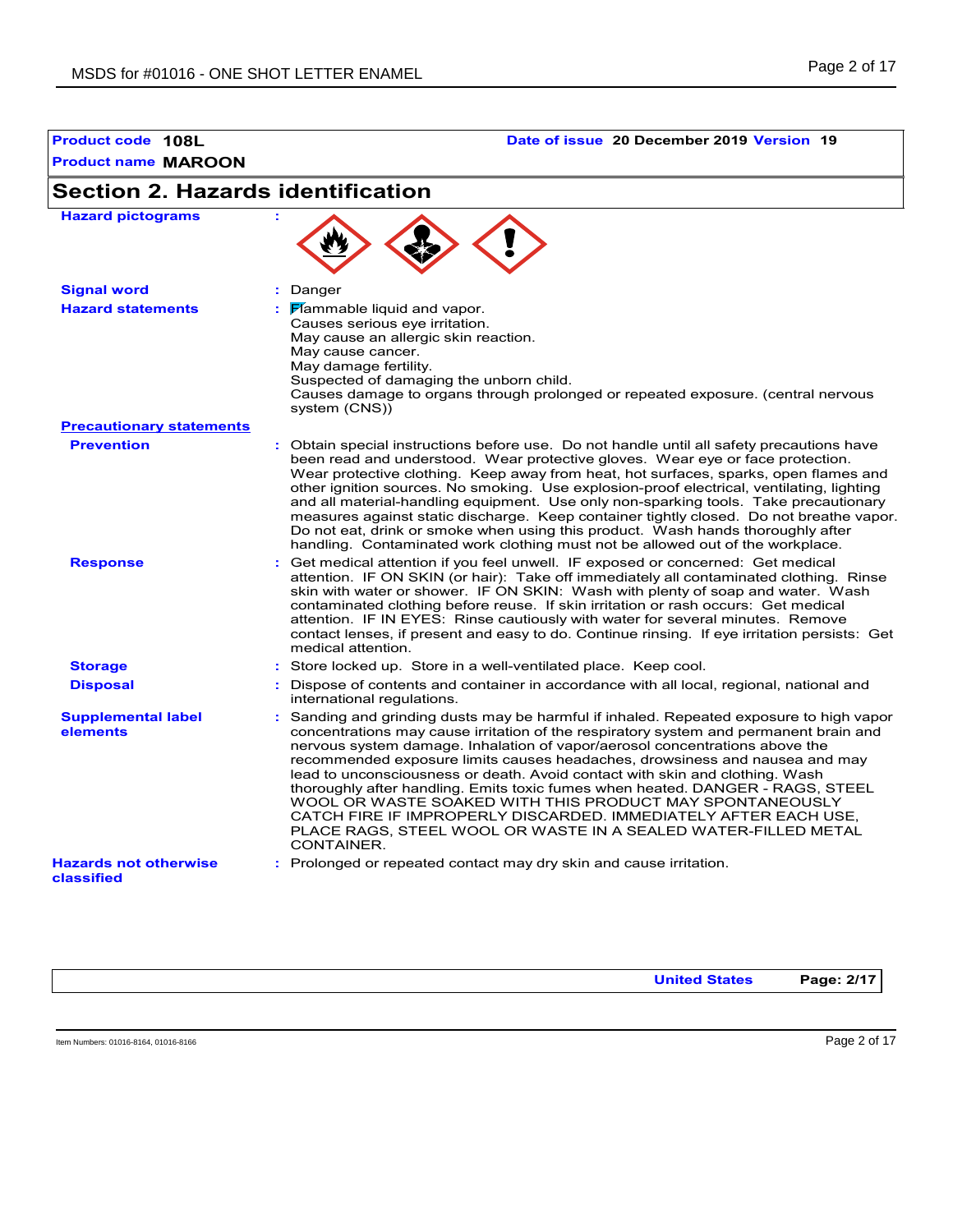**Product code** 108L

**Product name** MAROON

**Date of issue** 20 December 2019 **Version** 19

## Section 2. Hazards identification

**Hazard pictograms** :

**Signal word** : Danger

**Hazard statements** : Flammable liquid and vapor.
Causes serious eye irritation.
May cause an allergic skin reaction.
May cause cancer.
May damage fertility.
Suspected of damaging the unborn child.
Causes damage to organs through prolonged or repeated exposure. (central nervous system (CNS))

**Precautionary statements**

**Prevention** : Obtain special instructions before use. Do not handle until all safety precautions have been read and understood. Wear protective gloves. Wear eye or face protection. Wear protective clothing. Keep away from heat, hot surfaces, sparks, open flames and other ignition sources. No smoking. Use explosion-proof electrical, ventilating, lighting and all material-handling equipment. Use only non-sparking tools. Take precautionary measures against static discharge. Keep container tightly closed. Do not breathe vapor. Do not eat, drink or smoke when using this product. Wash hands thoroughly after handling. Contaminated work clothing must not be allowed out of the workplace.

**Response** : Get medical attention if you feel unwell. IF exposed or concerned: Get medical attention. IF ON SKIN (or hair): Take off immediately all contaminated clothing. Rinse skin with water or shower. IF ON SKIN: Wash with plenty of soap and water. Wash contaminated clothing before reuse. If skin irritation or rash occurs: Get medical attention. IF IN EYES: Rinse cautiously with water for several minutes. Remove contact lenses, if present and easy to do. Continue rinsing. If eye irritation persists: Get medical attention.

**Storage** : Store locked up. Store in a well-ventilated place. Keep cool.

**Disposal** : Dispose of contents and container in accordance with all local, regional, national and international regulations.

**Supplemental label elements** : Sanding and grinding dusts may be harmful if inhaled. Repeated exposure to high vapor concentrations may cause irritation of the respiratory system and permanent brain and nervous system damage. Inhalation of vapor/aerosol concentrations above the recommended exposure limits causes headaches, drowsiness and nausea and may lead to unconsciousness or death. Avoid contact with skin and clothing. Wash thoroughly after handling. Emits toxic fumes when heated. DANGER - RAGS, STEEL WOOL OR WASTE SOAKED WITH THIS PRODUCT MAY SPONTANEOUSLY CATCH FIRE IF IMPROPERLY DISCARDED. IMMEDIATELY AFTER EACH USE, PLACE RAGS, STEEL WOOL OR WASTE IN A SEALED WATER-FILLED METAL CONTAINER.

**Hazards not otherwise classified** : Prolonged or repeated contact may dry skin and cause irritation.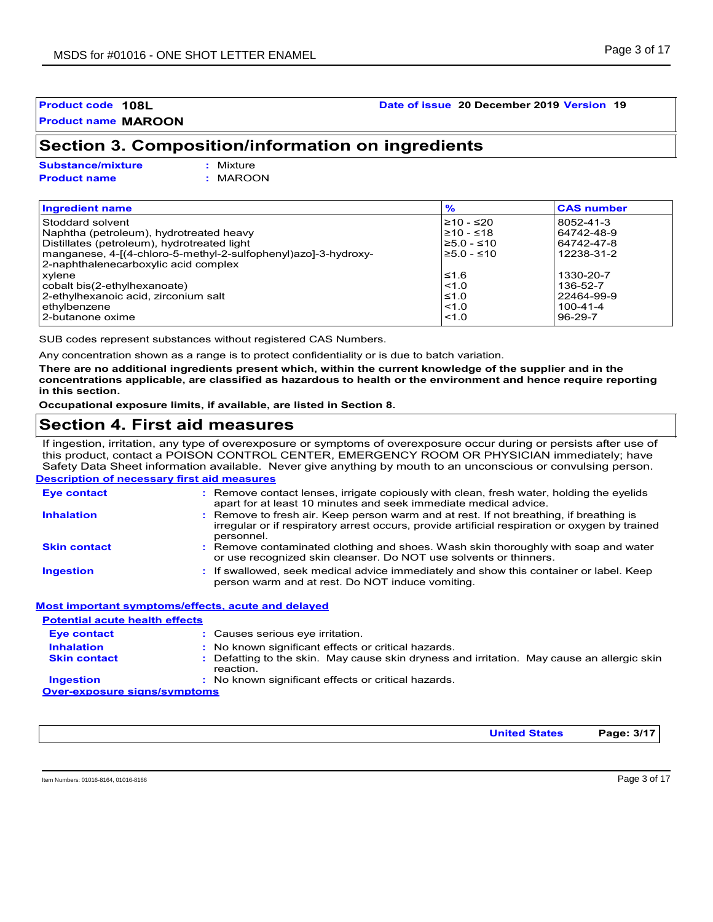**Product code** 108L **Date of issue** 20 December 2019 **Version** 19

**Product name** MAROON

## Section 3. Composition/information on ingredients

**Substance/mixture** : Mixture
**Product name** : MAROON

| Ingredient name | % | CAS number |
|---|---|---|
| Stoddard solvent | ≥10 - ≤20 | 8052-41-3 |
| Naphtha (petroleum), hydrotreated heavy | ≥10 - ≤18 | 64742-48-9 |
| Distillates (petroleum), hydrotreated light | ≥5.0 - ≤10 | 64742-47-8 |
| manganese, 4-[(4-chloro-5-methyl-2-sulfophenyl)azo]-3-hydroxy-2-naphthalenecarboxylic acid complex | ≥5.0 - ≤10 | 12238-31-2 |
| xylene | ≤1.6 | 1330-20-7 |
| cobalt bis(2-ethylhexanoate) | <1.0 | 136-52-7 |
| 2-ethylhexanoic acid, zirconium salt | ≤1.0 | 22464-99-9 |
| ethylbenzene | <1.0 | 100-41-4 |
| 2-butanone oxime | <1.0 | 96-29-7 |

SUB codes represent substances without registered CAS Numbers.

Any concentration shown as a range is to protect confidentiality or is due to batch variation.

**There are no additional ingredients present which, within the current knowledge of the supplier and in the concentrations applicable, are classified as hazardous to health or the environment and hence require reporting in this section.**

**Occupational exposure limits, if available, are listed in Section 8.**

## Section 4. First aid measures

If ingestion, irritation, any type of overexposure or symptoms of overexposure occur during or persists after use of this product, contact a POISON CONTROL CENTER, EMERGENCY ROOM OR PHYSICIAN immediately; have Safety Data Sheet information available. Never give anything by mouth to an unconscious or convulsing person.

### Description of necessary first aid measures

**Eye contact** : Remove contact lenses, irrigate copiously with clean, fresh water, holding the eyelids apart for at least 10 minutes and seek immediate medical advice.

**Inhalation** : Remove to fresh air. Keep person warm and at rest. If not breathing, if breathing is irregular or if respiratory arrest occurs, provide artificial respiration or oxygen by trained personnel.

**Skin contact** : Remove contaminated clothing and shoes. Wash skin thoroughly with soap and water or use recognized skin cleanser. Do NOT use solvents or thinners.

**Ingestion** : If swallowed, seek medical advice immediately and show this container or label. Keep person warm and at rest. Do NOT induce vomiting.

### Most important symptoms/effects, acute and delayed

**Potential acute health effects**

**Eye contact** : Causes serious eye irritation.

**Inhalation** : No known significant effects or critical hazards.

**Skin contact** : Defatting to the skin. May cause skin dryness and irritation. May cause an allergic skin reaction.

**Ingestion** : No known significant effects or critical hazards.

**Over-exposure signs/symptoms**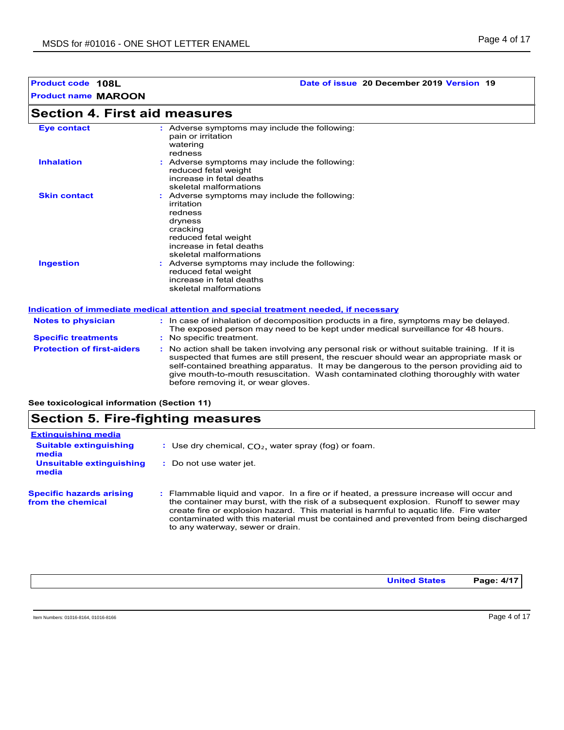| | |
|---|---|
| **Product code** 108L | **Date of issue** 20 December 2019 **Version** 19 |
| **Product name** MAROON | |

## Section 4. First aid measures

**Eye contact** : Adverse symptoms may include the following:
pain or irritation
watering
redness

**Inhalation** : Adverse symptoms may include the following:
reduced fetal weight
increase in fetal deaths
skeletal malformations

**Skin contact** : Adverse symptoms may include the following:
irritation
redness
dryness
cracking
reduced fetal weight
increase in fetal deaths
skeletal malformations

**Ingestion** : Adverse symptoms may include the following:
reduced fetal weight
increase in fetal deaths
skeletal malformations

### Indication of immediate medical attention and special treatment needed, if necessary

**Notes to physician** : In case of inhalation of decomposition products in a fire, symptoms may be delayed. The exposed person may need to be kept under medical surveillance for 48 hours.

**Specific treatments** : No specific treatment.

**Protection of first-aiders** : No action shall be taken involving any personal risk or without suitable training. If it is suspected that fumes are still present, the rescuer should wear an appropriate mask or self-contained breathing apparatus. It may be dangerous to the person providing aid to give mouth-to-mouth resuscitation. Wash contaminated clothing thoroughly with water before removing it, or wear gloves.

**See toxicological information (Section 11)**

## Section 5. Fire-fighting measures

### Extinguishing media

**Suitable extinguishing media** : Use dry chemical, $CO_2$, water spray (fog) or foam.

**Unsuitable extinguishing media** : Do not use water jet.

**Specific hazards arising from the chemical** : Flammable liquid and vapor. In a fire or if heated, a pressure increase will occur and the container may burst, with the risk of a subsequent explosion. Runoff to sewer may create fire or explosion hazard. This material is harmful to aquatic life. Fire water contaminated with this material must be contained and prevented from being discharged to any waterway, sewer or drain.

Item Numbers: 01016-8164, 01016-8166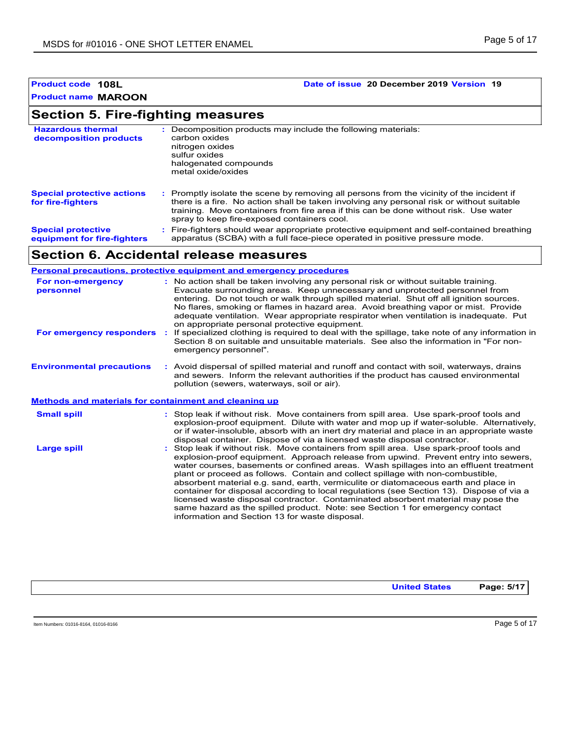**Product code** 108L  **Date of issue** 20 December 2019 **Version** 19

**Product name** MAROON

## Section 5. Fire-fighting measures

**Hazardous thermal decomposition products** : Decomposition products may include the following materials:
carbon oxides
nitrogen oxides
sulfur oxides
halogenated compounds
metal oxide/oxides

**Special protective actions for fire-fighters** : Promptly isolate the scene by removing all persons from the vicinity of the incident if there is a fire. No action shall be taken involving any personal risk or without suitable training. Move containers from fire area if this can be done without risk. Use water spray to keep fire-exposed containers cool.

**Special protective equipment for fire-fighters** : Fire-fighters should wear appropriate protective equipment and self-contained breathing apparatus (SCBA) with a full face-piece operated in positive pressure mode.

## Section 6. Accidental release measures

### Personal precautions, protective equipment and emergency procedures

**For non-emergency personnel** : No action shall be taken involving any personal risk or without suitable training. Evacuate surrounding areas. Keep unnecessary and unprotected personnel from entering. Do not touch or walk through spilled material. Shut off all ignition sources. No flares, smoking or flames in hazard area. Avoid breathing vapor or mist. Provide adequate ventilation. Wear appropriate respirator when ventilation is inadequate. Put on appropriate personal protective equipment.

**For emergency responders** : If specialized clothing is required to deal with the spillage, take note of any information in Section 8 on suitable and unsuitable materials. See also the information in "For non-emergency personnel".

**Environmental precautions** : Avoid dispersal of spilled material and runoff and contact with soil, waterways, drains and sewers. Inform the relevant authorities if the product has caused environmental pollution (sewers, waterways, soil or air).

### Methods and materials for containment and cleaning up

**Small spill** : Stop leak if without risk. Move containers from spill area. Use spark-proof tools and explosion-proof equipment. Dilute with water and mop up if water-soluble. Alternatively, or if water-insoluble, absorb with an inert dry material and place in an appropriate waste disposal container. Dispose of via a licensed waste disposal contractor.

**Large spill** : Stop leak if without risk. Move containers from spill area. Use spark-proof tools and explosion-proof equipment. Approach release from upwind. Prevent entry into sewers, water courses, basements or confined areas. Wash spillages into an effluent treatment plant or proceed as follows. Contain and collect spillage with non-combustible, absorbent material e.g. sand, earth, vermiculite or diatomaceous earth and place in container for disposal according to local regulations (see Section 13). Dispose of via a licensed waste disposal contractor. Contaminated absorbent material may pose the same hazard as the spilled product. Note: see Section 1 for emergency contact information and Section 13 for waste disposal.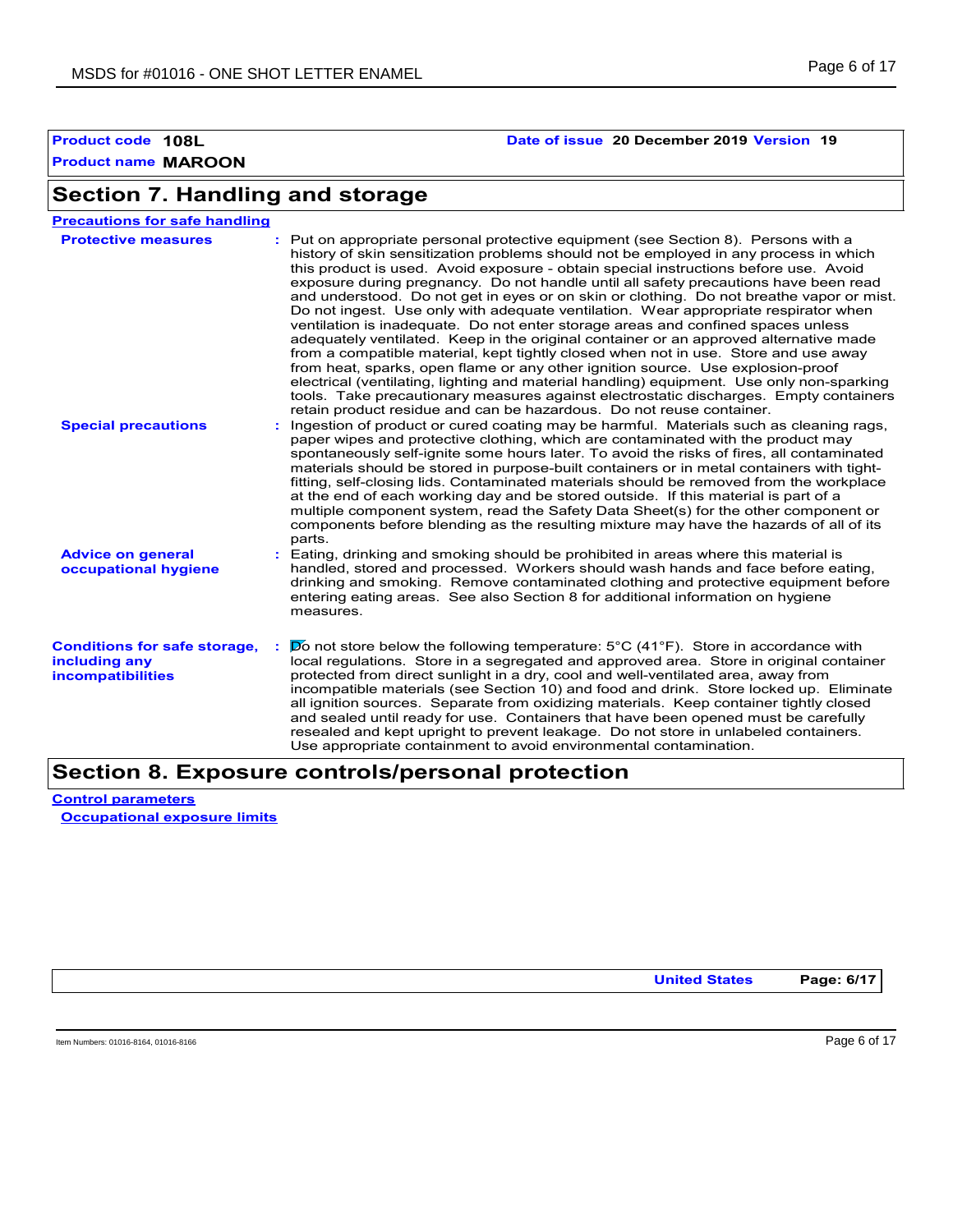**Product code** 108L **Date of issue** 20 December 2019 **Version** 19

**Product name** MAROON

## Section 7. Handling and storage

**Precautions for safe handling**

**Protective measures** : Put on appropriate personal protective equipment (see Section 8). Persons with a history of skin sensitization problems should not be employed in any process in which this product is used. Avoid exposure - obtain special instructions before use. Avoid exposure during pregnancy. Do not handle until all safety precautions have been read and understood. Do not get in eyes or on skin or clothing. Do not breathe vapor or mist. Do not ingest. Use only with adequate ventilation. Wear appropriate respirator when ventilation is inadequate. Do not enter storage areas and confined spaces unless adequately ventilated. Keep in the original container or an approved alternative made from a compatible material, kept tightly closed when not in use. Store and use away from heat, sparks, open flame or any other ignition source. Use explosion-proof electrical (ventilating, lighting and material handling) equipment. Use only non-sparking tools. Take precautionary measures against electrostatic discharges. Empty containers retain product residue and can be hazardous. Do not reuse container.

**Special precautions** : Ingestion of product or cured coating may be harmful. Materials such as cleaning rags, paper wipes and protective clothing, which are contaminated with the product may spontaneously self-ignite some hours later. To avoid the risks of fires, all contaminated materials should be stored in purpose-built containers or in metal containers with tight-fitting, self-closing lids. Contaminated materials should be removed from the workplace at the end of each working day and be stored outside. If this material is part of a multiple component system, read the Safety Data Sheet(s) for the other component or components before blending as the resulting mixture may have the hazards of all of its parts.

**Advice on general occupational hygiene** : Eating, drinking and smoking should be prohibited in areas where this material is handled, stored and processed. Workers should wash hands and face before eating, drinking and smoking. Remove contaminated clothing and protective equipment before entering eating areas. See also Section 8 for additional information on hygiene measures.

**Conditions for safe storage, including any incompatibilities** : Do not store below the following temperature: 5°C (41°F). Store in accordance with local regulations. Store in a segregated and approved area. Store in original container protected from direct sunlight in a dry, cool and well-ventilated area, away from incompatible materials (see Section 10) and food and drink. Store locked up. Eliminate all ignition sources. Separate from oxidizing materials. Keep container tightly closed and sealed until ready for use. Containers that have been opened must be carefully resealed and kept upright to prevent leakage. Do not store in unlabeled containers. Use appropriate containment to avoid environmental contamination.

## Section 8. Exposure controls/personal protection

**Control parameters**

**Occupational exposure limits**

United States

Item Numbers: 01016-8164, 01016-8166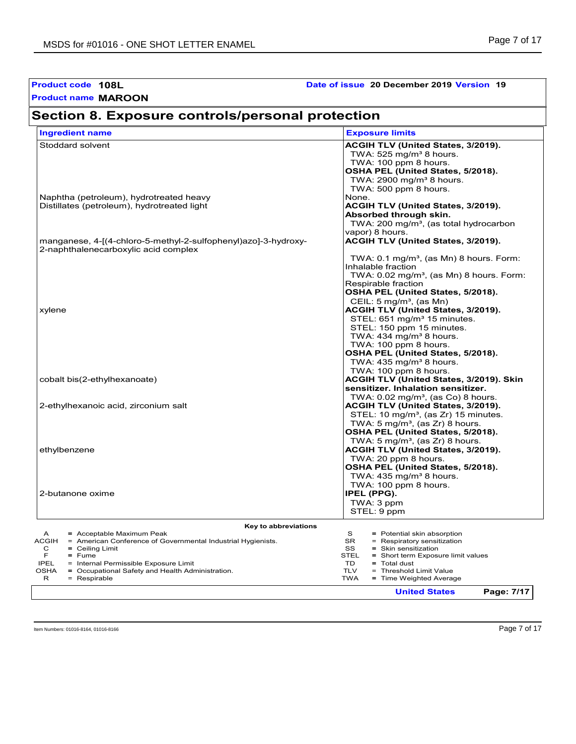**Product code** **108L** **Date of issue** **20 December 2019** **Version** **19**

**Product name** **MAROON**

## Section 8. Exposure controls/personal protection

| Ingredient name | Exposure limits |
| --- | --- |
| Stoddard solvent | **ACGIH TLV (United States, 3/2019).**<br>TWA: 525 mg/m³ 8 hours.<br>TWA: 100 ppm 8 hours.<br>**OSHA PEL (United States, 5/2018).**<br>TWA: 2900 mg/m³ 8 hours.<br>TWA: 500 ppm 8 hours. |
| Naphtha (petroleum), hydrotreated heavy | None. |
| Distillates (petroleum), hydrotreated light | **ACGIH TLV (United States, 3/2019).**<br>**Absorbed through skin.**<br>TWA: 200 mg/m³, (as total hydrocarbon vapor) 8 hours. |
| manganese, 4-[(4-chloro-5-methyl-2-sulfophenyl)azo]-3-hydroxy-2-naphthalenecarboxylic acid complex | **ACGIH TLV (United States, 3/2019).**<br>TWA: 0.1 mg/m³, (as Mn) 8 hours. Form: Inhalable fraction<br>TWA: 0.02 mg/m³, (as Mn) 8 hours. Form: Respirable fraction<br>**OSHA PEL (United States, 5/2018).**<br>CEIL: 5 mg/m³, (as Mn) |
| xylene | **ACGIH TLV (United States, 3/2019).**<br>STEL: 651 mg/m³ 15 minutes.<br>STEL: 150 ppm 15 minutes.<br>TWA: 434 mg/m³ 8 hours.<br>TWA: 100 ppm 8 hours.<br>**OSHA PEL (United States, 5/2018).**<br>TWA: 435 mg/m³ 8 hours.<br>TWA: 100 ppm 8 hours. |
| cobalt bis(2-ethylhexanoate) | **ACGIH TLV (United States, 3/2019). Skin sensitizer. Inhalation sensitizer.**<br>TWA: 0.02 mg/m³, (as Co) 8 hours. |
| 2-ethylhexanoic acid, zirconium salt | **ACGIH TLV (United States, 3/2019).**<br>STEL: 10 mg/m³, (as Zr) 15 minutes.<br>TWA: 5 mg/m³, (as Zr) 8 hours.<br>**OSHA PEL (United States, 5/2018).**<br>TWA: 5 mg/m³, (as Zr) 8 hours. |
| ethylbenzene | **ACGIH TLV (United States, 3/2019).**<br>TWA: 20 ppm 8 hours.<br>**OSHA PEL (United States, 5/2018).**<br>TWA: 435 mg/m³ 8 hours.<br>TWA: 100 ppm 8 hours. |
| 2-butanone oxime | **IPEL (PPG).**<br>TWA: 3 ppm<br>STEL: 9 ppm |

**Key to abbreviations**

| | | | |
| --- | --- | --- | --- |
| A | = Acceptable Maximum Peak | S | = Potential skin absorption |
| ACGIH | = American Conference of Governmental Industrial Hygienists. | SR | = Respiratory sensitization |
| C | = Ceiling Limit | SS | = Skin sensitization |
| F | = Fume | STEL | = Short term Exposure limit values |
| IPEL | = Internal Permissible Exposure Limit | TD | = Total dust |
| OSHA | = Occupational Safety and Health Administration. | TLV | = Threshold Limit Value |
| R | = Respirable | TWA | = Time Weighted Average |

**United States**

Item Numbers: 01016-8164, 01016-8166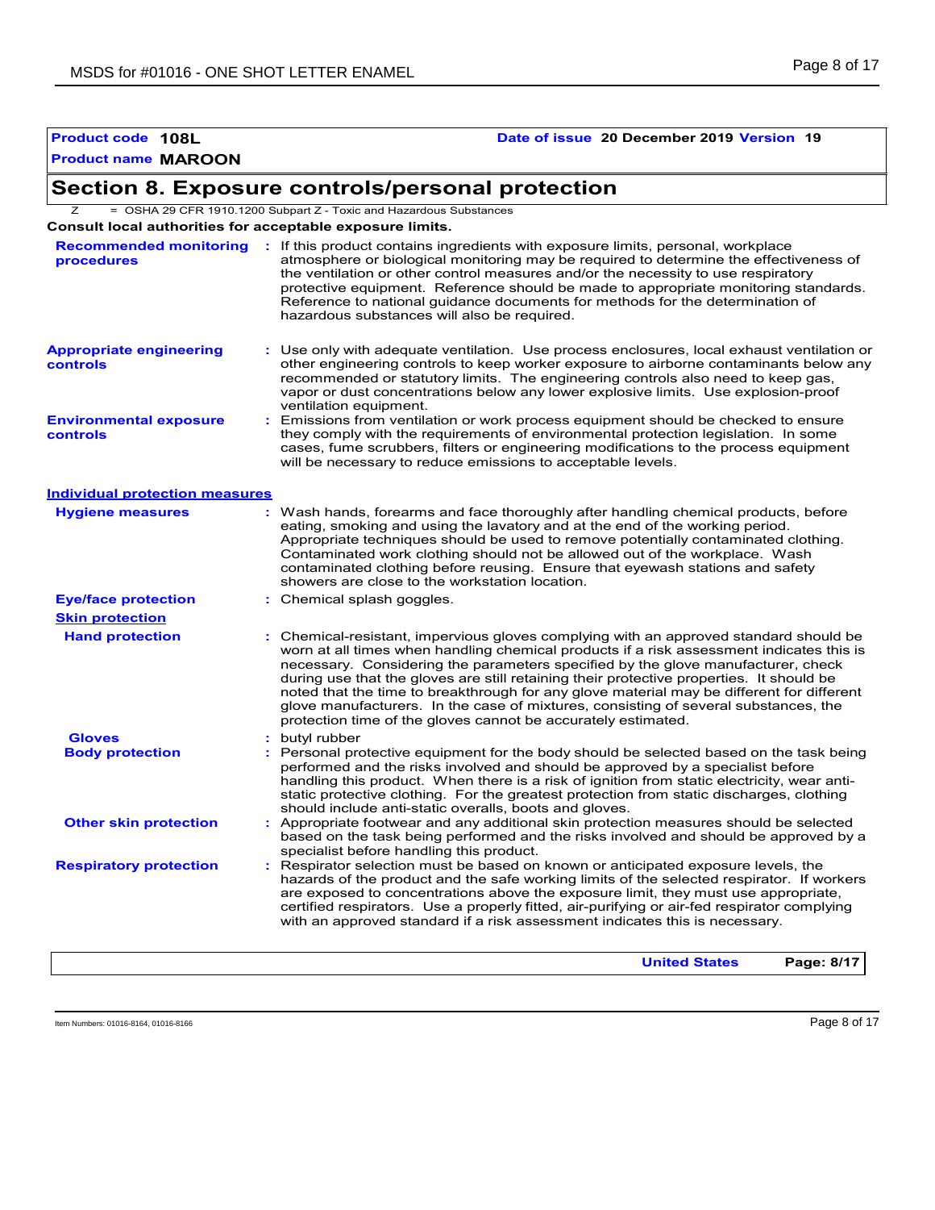**Product code** **108L** **Date of issue** **20 December 2019** **Version** **19**

**Product name** **MAROON**

## Section 8. Exposure controls/personal protection

Z = OSHA 29 CFR 1910.1200 Subpart Z - Toxic and Hazardous Substances

**Consult local authorities for acceptable exposure limits.**

**Recommended monitoring procedures** : If this product contains ingredients with exposure limits, personal, workplace atmosphere or biological monitoring may be required to determine the effectiveness of the ventilation or other control measures and/or the necessity to use respiratory protective equipment. Reference should be made to appropriate monitoring standards. Reference to national guidance documents for methods for the determination of hazardous substances will also be required.

**Appropriate engineering controls** : Use only with adequate ventilation. Use process enclosures, local exhaust ventilation or other engineering controls to keep worker exposure to airborne contaminants below any recommended or statutory limits. The engineering controls also need to keep gas, vapor or dust concentrations below any lower explosive limits. Use explosion-proof ventilation equipment.

**Environmental exposure controls** : Emissions from ventilation or work process equipment should be checked to ensure they comply with the requirements of environmental protection legislation. In some cases, fume scrubbers, filters or engineering modifications to the process equipment will be necessary to reduce emissions to acceptable levels.

### Individual protection measures

**Hygiene measures** : Wash hands, forearms and face thoroughly after handling chemical products, before eating, smoking and using the lavatory and at the end of the working period. Appropriate techniques should be used to remove potentially contaminated clothing. Contaminated work clothing should not be allowed out of the workplace. Wash contaminated clothing before reusing. Ensure that eyewash stations and safety showers are close to the workstation location.

**Eye/face protection** : Chemical splash goggles.

**Skin protection**

**Hand protection** : Chemical-resistant, impervious gloves complying with an approved standard should be worn at all times when handling chemical products if a risk assessment indicates this is necessary. Considering the parameters specified by the glove manufacturer, check during use that the gloves are still retaining their protective properties. It should be noted that the time to breakthrough for any glove material may be different for different glove manufacturers. In the case of mixtures, consisting of several substances, the protection time of the gloves cannot be accurately estimated.

**Gloves** : butyl rubber

**Body protection** : Personal protective equipment for the body should be selected based on the task being performed and the risks involved and should be approved by a specialist before handling this product. When there is a risk of ignition from static electricity, wear anti-static protective clothing. For the greatest protection from static discharges, clothing should include anti-static overalls, boots and gloves.

**Other skin protection** : Appropriate footwear and any additional skin protection measures should be selected based on the task being performed and the risks involved and should be approved by a specialist before handling this product.

**Respiratory protection** : Respirator selection must be based on known or anticipated exposure levels, the hazards of the product and the safe working limits of the selected respirator. If workers are exposed to concentrations above the exposure limit, they must use appropriate, certified respirators. Use a properly fitted, air-purifying or air-fed respirator complying with an approved standard if a risk assessment indicates this is necessary.

**United States**

Item Numbers: 01016-8164, 01016-8166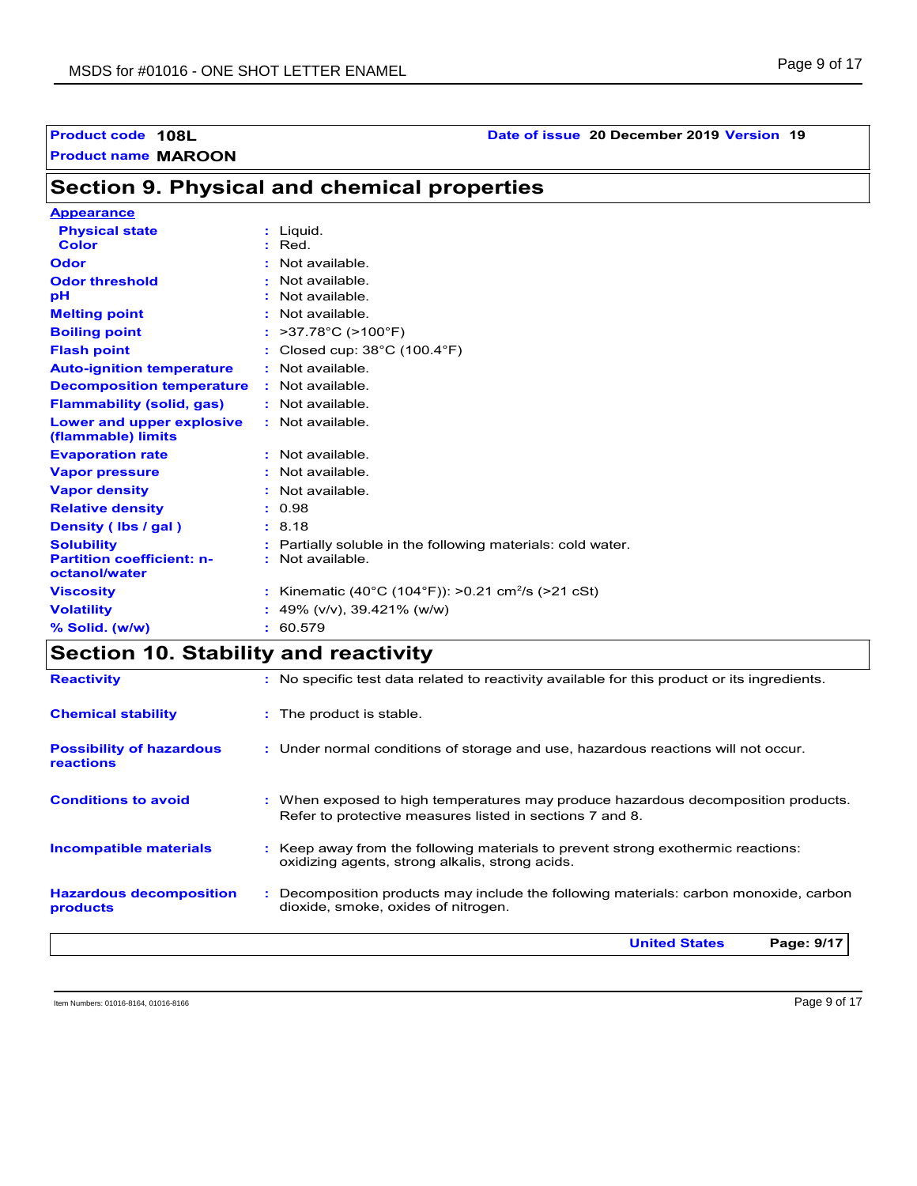**Product code** **108L** **Date of issue** **20 December 2019** **Version** **19**

**Product name** **MAROON**

## Section 9. Physical and chemical properties

**Appearance**

| | |
|---|---|
| **Physical state** | : Liquid. |
| **Color** | : Red. |
| **Odor** | : Not available. |
| **Odor threshold** | : Not available. |
| **pH** | : Not available. |
| **Melting point** | : Not available. |
| **Boiling point** | : >37.78°C (>100°F) |
| **Flash point** | : Closed cup: 38°C (100.4°F) |
| **Auto-ignition temperature** | : Not available. |
| **Decomposition temperature** | : Not available. |
| **Flammability (solid, gas)** | : Not available. |
| **Lower and upper explosive (flammable) limits** | : Not available. |
| **Evaporation rate** | : Not available. |
| **Vapor pressure** | : Not available. |
| **Vapor density** | : Not available. |
| **Relative density** | : 0.98 |
| **Density ( lbs / gal )** | : 8.18 |
| **Solubility** | : Partially soluble in the following materials: cold water. |
| **Partition coefficient: n-octanol/water** | : Not available. |
| **Viscosity** | : Kinematic (40°C (104°F)): >0.21 $cm^2/s$ (>21 cSt) |
| **Volatility** | : 49% (v/v), 39.421% (w/w) |
| **% Solid. (w/w)** | : 60.579 |

## Section 10. Stability and reactivity

| | |
|---|---|
| **Reactivity** | : No specific test data related to reactivity available for this product or its ingredients. |
| **Chemical stability** | : The product is stable. |
| **Possibility of hazardous reactions** | : Under normal conditions of storage and use, hazardous reactions will not occur. |
| **Conditions to avoid** | : When exposed to high temperatures may produce hazardous decomposition products. Refer to protective measures listed in sections 7 and 8. |
| **Incompatible materials** | : Keep away from the following materials to prevent strong exothermic reactions: oxidizing agents, strong alkalis, strong acids. |
| **Hazardous decomposition products** | : Decomposition products may include the following materials: carbon monoxide, carbon dioxide, smoke, oxides of nitrogen. |

Item Numbers: 01016-8164, 01016-8166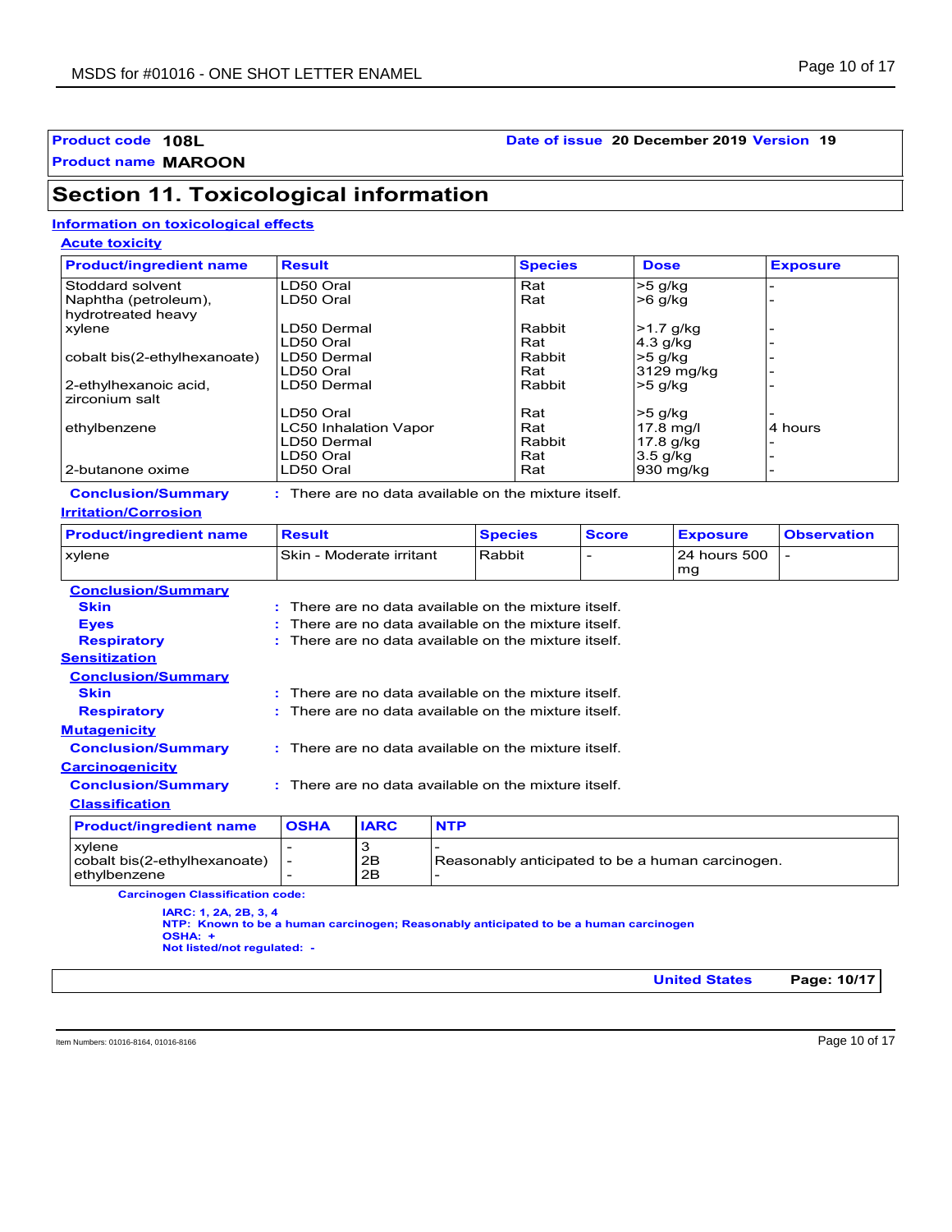**Product code** **108L** **Date of issue** **20 December 2019** **Version** **19**

**Product name** **MAROON**

## Section 11. Toxicological information

### Information on toxicological effects

#### Acute toxicity

| Product/ingredient name | Result | Species | Dose | Exposure |
|---|---|---|---|---|
| Stoddard solvent | LD50 Oral | Rat | >5 g/kg | - |
| Naphtha (petroleum), hydrotreated heavy | LD50 Oral | Rat | >6 g/kg | - |
| xylene | LD50 Dermal | Rabbit | >1.7 g/kg | - |
| | LD50 Oral | Rat | 4.3 g/kg | - |
| cobalt bis(2-ethylhexanoate) | LD50 Dermal | Rabbit | >5 g/kg | - |
| | LD50 Oral | Rat | 3129 mg/kg | - |
| 2-ethylhexanoic acid, zirconium salt | LD50 Dermal | Rabbit | >5 g/kg | - |
| | LD50 Oral | Rat | >5 g/kg | - |
| ethylbenzene | LC50 Inhalation Vapor | Rat | 17.8 mg/l | 4 hours |
| | LD50 Dermal | Rabbit | 17.8 g/kg | - |
| | LD50 Oral | Rat | 3.5 g/kg | - |
| 2-butanone oxime | LD50 Oral | Rat | 930 mg/kg | - |

**Conclusion/Summary** : There are no data available on the mixture itself.

#### Irritation/Corrosion

| Product/ingredient name | Result | Species | Score | Exposure | Observation |
|---|---|---|---|---|---|
| xylene | Skin - Moderate irritant | Rabbit | - | 24 hours 500 mg | - |

**Conclusion/Summary**

**Skin** : There are no data available on the mixture itself.

**Eyes** : There are no data available on the mixture itself.

**Respiratory** : There are no data available on the mixture itself.

#### Sensitization

**Conclusion/Summary**

**Skin** : There are no data available on the mixture itself.

**Respiratory** : There are no data available on the mixture itself.

#### Mutagenicity

**Conclusion/Summary** : There are no data available on the mixture itself.

#### Carcinogenicity

**Conclusion/Summary** : There are no data available on the mixture itself.

**Classification**

| Product/ingredient name | OSHA | IARC | NTP |
|---|---|---|---|
| xylene | - | 3 | - |
| cobalt bis(2-ethylhexanoate) | - | 2B | Reasonably anticipated to be a human carcinogen. |
| ethylbenzene | - | 2B | - |

**Carcinogen Classification code:**

**IARC: 1, 2A, 2B, 3, 4**
**NTP: Known to be a human carcinogen; Reasonably anticipated to be a human carcinogen**
**OSHA: +**
**Not listed/not regulated: -**

Item Numbers: 01016-8164, 01016-8166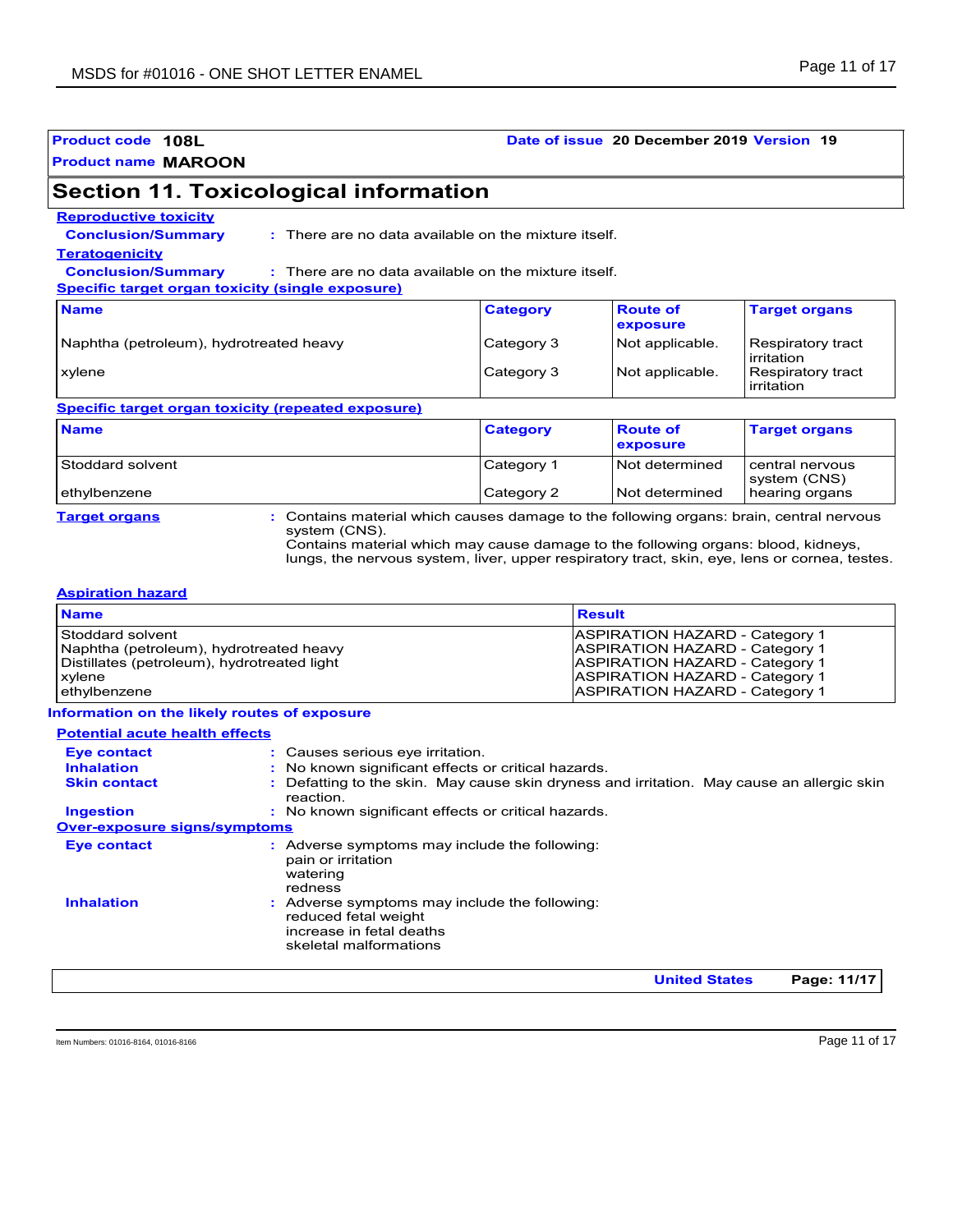**Product code** 108L **Date of issue** 20 December 2019 **Version** 19

**Product name** MAROON

## Section 11. Toxicological information

**Reproductive toxicity**

**Conclusion/Summary** : There are no data available on the mixture itself.

**Teratogenicity**

**Conclusion/Summary** : There are no data available on the mixture itself.

**Specific target organ toxicity (single exposure)**

| Name | Category | Route of exposure | Target organs |
|---|---|---|---|
| Naphtha (petroleum), hydrotreated heavy | Category 3 | Not applicable. | Respiratory tract irritation |
| xylene | Category 3 | Not applicable. | Respiratory tract irritation |

**Specific target organ toxicity (repeated exposure)**

| Name | Category | Route of exposure | Target organs |
|---|---|---|---|
| Stoddard solvent | Category 1 | Not determined | central nervous system (CNS) |
| ethylbenzene | Category 2 | Not determined | hearing organs |

**Target organs** : Contains material which causes damage to the following organs: brain, central nervous system (CNS).
Contains material which may cause damage to the following organs: blood, kidneys, lungs, the nervous system, liver, upper respiratory tract, skin, eye, lens or cornea, testes.

**Aspiration hazard**

| Name | Result |
|---|---|
| Stoddard solvent | ASPIRATION HAZARD - Category 1 |
| Naphtha (petroleum), hydrotreated heavy | ASPIRATION HAZARD - Category 1 |
| Distillates (petroleum), hydrotreated light | ASPIRATION HAZARD - Category 1 |
| xylene | ASPIRATION HAZARD - Category 1 |
| ethylbenzene | ASPIRATION HAZARD - Category 1 |

**Information on the likely routes of exposure**

**Potential acute health effects**

**Eye contact** : Causes serious eye irritation.

**Inhalation** : No known significant effects or critical hazards.

**Skin contact** : Defatting to the skin. May cause skin dryness and irritation. May cause an allergic skin reaction.

**Ingestion** : No known significant effects or critical hazards.

**Over-exposure signs/symptoms**

**Eye contact** : Adverse symptoms may include the following:
pain or irritation
watering
redness

**Inhalation** : Adverse symptoms may include the following:
reduced fetal weight
increase in fetal deaths
skeletal malformations

Item Numbers: 01016-8164, 01016-8166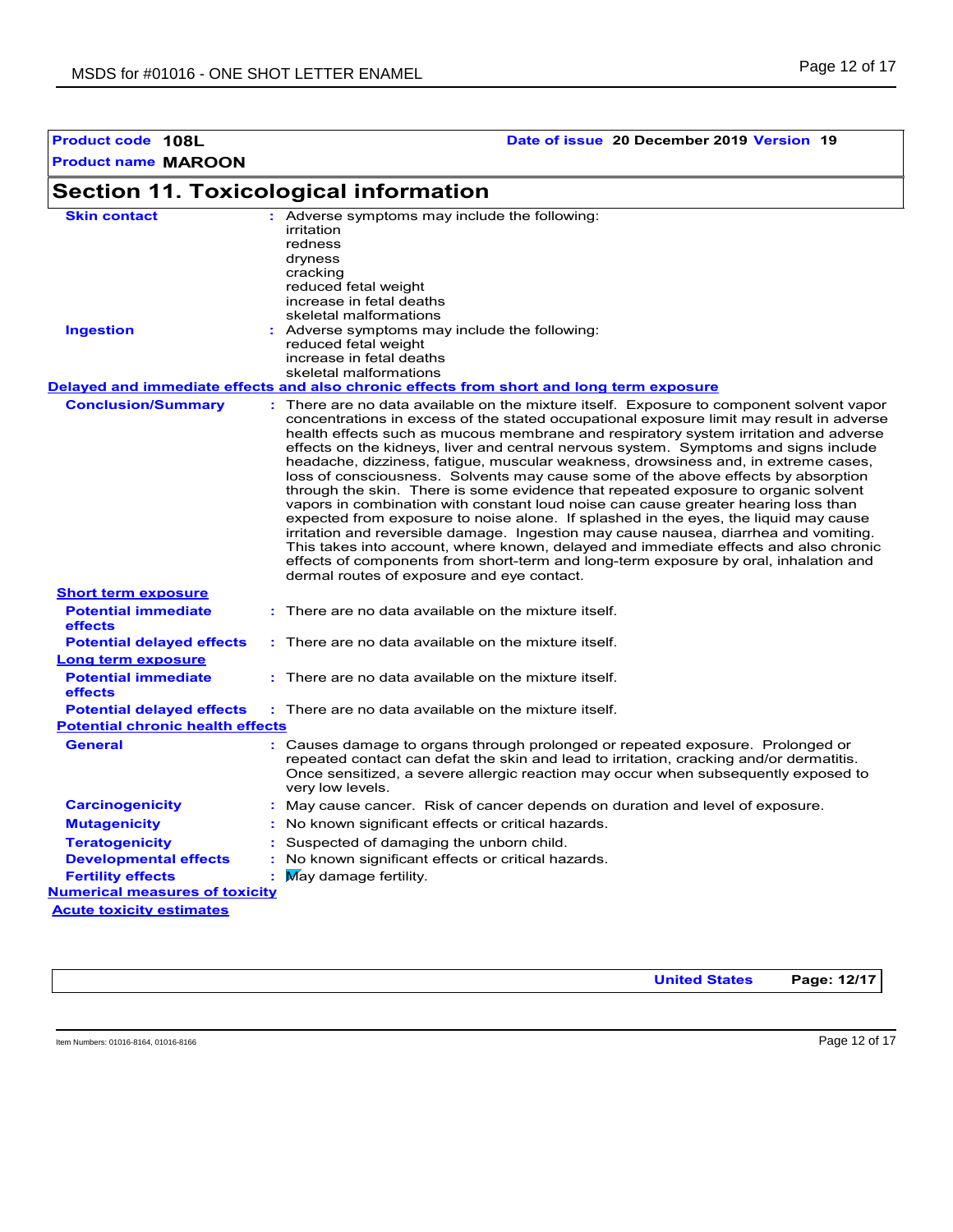**Product code** **108L** **Date of issue** **20 December 2019** **Version** **19**

**Product name** **MAROON**

## Section 11. Toxicological information

**Skin contact** : Adverse symptoms may include the following:
irritation
redness
dryness
cracking
reduced fetal weight
increase in fetal deaths
skeletal malformations

**Ingestion** : Adverse symptoms may include the following:
reduced fetal weight
increase in fetal deaths
skeletal malformations

**Delayed and immediate effects and also chronic effects from short and long term exposure**

**Conclusion/Summary** : There are no data available on the mixture itself. Exposure to component solvent vapor concentrations in excess of the stated occupational exposure limit may result in adverse health effects such as mucous membrane and respiratory system irritation and adverse effects on the kidneys, liver and central nervous system. Symptoms and signs include headache, dizziness, fatigue, muscular weakness, drowsiness and, in extreme cases, loss of consciousness. Solvents may cause some of the above effects by absorption through the skin. There is some evidence that repeated exposure to organic solvent vapors in combination with constant loud noise can cause greater hearing loss than expected from exposure to noise alone. If splashed in the eyes, the liquid may cause irritation and reversible damage. Ingestion may cause nausea, diarrhea and vomiting. This takes into account, where known, delayed and immediate effects and also chronic effects of components from short-term and long-term exposure by oral, inhalation and dermal routes of exposure and eye contact.

**Short term exposure**

**Potential immediate effects** : There are no data available on the mixture itself.

**Potential delayed effects** : There are no data available on the mixture itself.

**Long term exposure**

**Potential immediate effects** : There are no data available on the mixture itself.

**Potential delayed effects** : There are no data available on the mixture itself.

**Potential chronic health effects**

**General** : Causes damage to organs through prolonged or repeated exposure. Prolonged or repeated contact can defat the skin and lead to irritation, cracking and/or dermatitis. Once sensitized, a severe allergic reaction may occur when subsequently exposed to very low levels.

**Carcinogenicity** : May cause cancer. Risk of cancer depends on duration and level of exposure.

**Mutagenicity** : No known significant effects or critical hazards.

**Teratogenicity** : Suspected of damaging the unborn child.

**Developmental effects** : No known significant effects or critical hazards.

**Fertility effects** : May damage fertility.

**Numerical measures of toxicity**

**Acute toxicity estimates**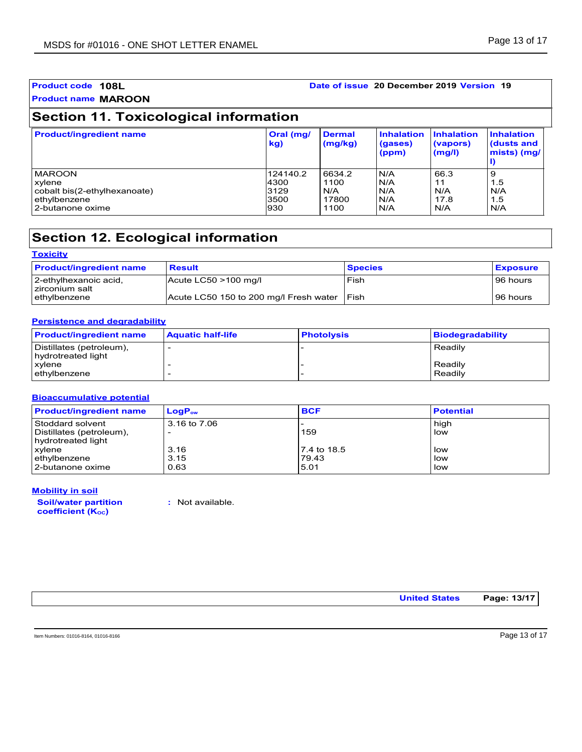**Product code** 108L

**Product name** MAROON

**Date of issue** 20 December 2019 **Version** 19

## Section 11. Toxicological information

| Product/ingredient name | Oral (mg/kg) | Dermal (mg/kg) | Inhalation (gases) (ppm) | Inhalation (vapors) (mg/l) | Inhalation (dusts and mists) (mg/l) |
|---|---|---|---|---|---|
| MAROON | 124140.2 | 6634.2 | N/A | 66.3 | 9 |
| xylene | 4300 | 1100 | N/A | 11 | 1.5 |
| cobalt bis(2-ethylhexanoate) | 3129 | N/A | N/A | N/A | N/A |
| ethylbenzene | 3500 | 17800 | N/A | 17.8 | 1.5 |
| 2-butanone oxime | 930 | 1100 | N/A | N/A | N/A |

## Section 12. Ecological information

### Toxicity

| Product/ingredient name | Result | Species | Exposure |
|---|---|---|---|
| 2-ethylhexanoic acid, zirconium salt | Acute LC50 >100 mg/l | Fish | 96 hours |
| ethylbenzene | Acute LC50 150 to 200 mg/l Fresh water | Fish | 96 hours |

### Persistence and degradability

| Product/ingredient name | Aquatic half-life | Photolysis | Biodegradability |
|---|---|---|---|
| Distillates (petroleum), hydrotreated light | - | - | Readily |
| xylene | - | - | Readily |
| ethylbenzene | - | - | Readily |

### Bioaccumulative potential

| Product/ingredient name | $LogP_{ow}$ | BCF | Potential |
|---|---|---|---|
| Stoddard solvent | 3.16 to 7.06 | - | high |
| Distillates (petroleum), hydrotreated light | - | 159 | low |
| xylene | 3.16 | 7.4 to 18.5 | low |
| ethylbenzene | 3.15 | 79.43 | low |
| 2-butanone oxime | 0.63 | 5.01 | low |

### Mobility in soil

**Soil/water partition coefficient ($K_{OC}$)** : Not available.

Item Numbers: 01016-8164, 01016-8166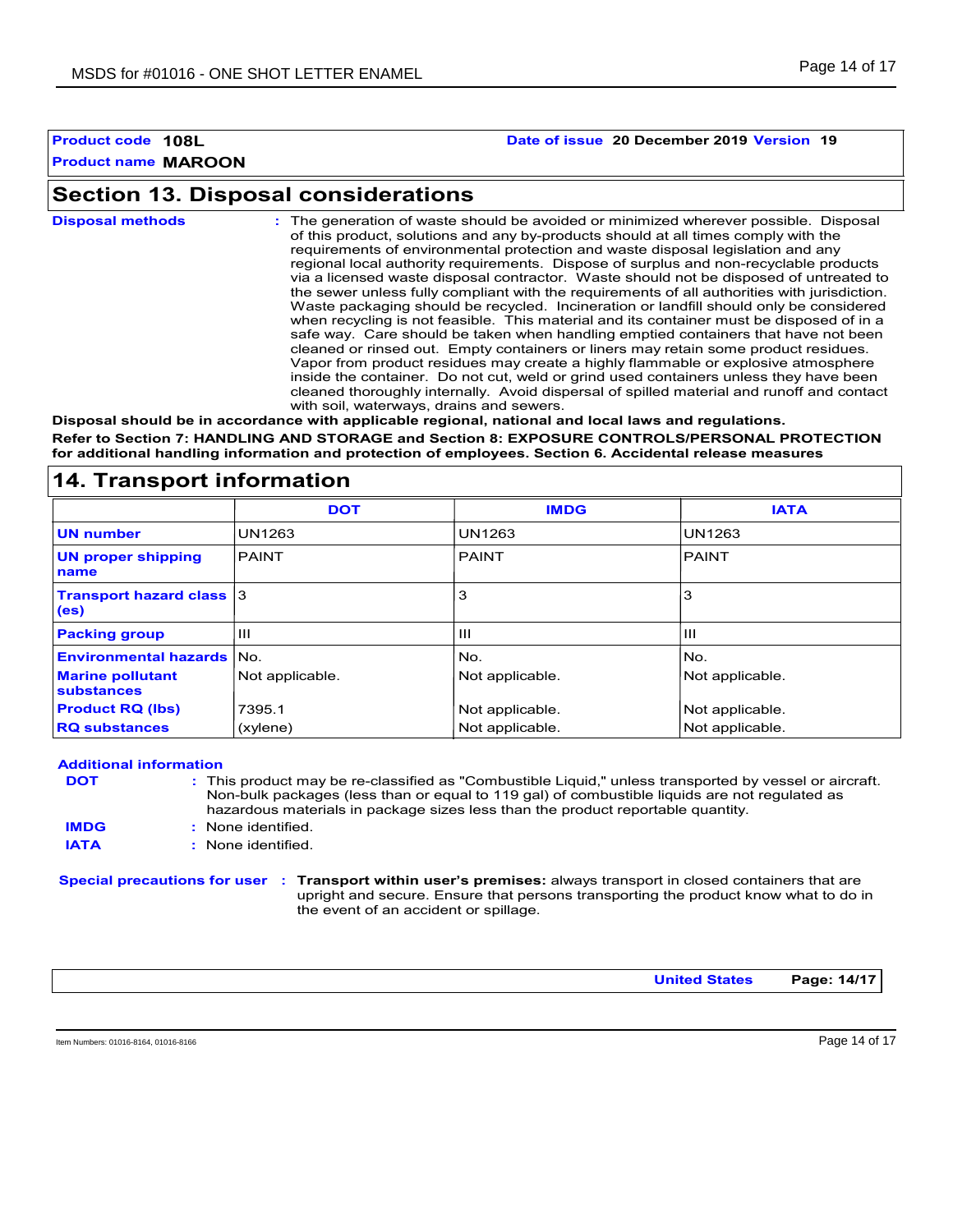**Product code** **108L** | **Date of issue** **20 December 2019** **Version** **19**

**Product name** **MAROON**

## Section 13. Disposal considerations

**Disposal methods** : The generation of waste should be avoided or minimized wherever possible. Disposal of this product, solutions and any by-products should at all times comply with the requirements of environmental protection and waste disposal legislation and any regional local authority requirements. Dispose of surplus and non-recyclable products via a licensed waste disposal contractor. Waste should not be disposed of untreated to the sewer unless fully compliant with the requirements of all authorities with jurisdiction. Waste packaging should be recycled. Incineration or landfill should only be considered when recycling is not feasible. This material and its container must be disposed of in a safe way. Care should be taken when handling emptied containers that have not been cleaned or rinsed out. Empty containers or liners may retain some product residues. Vapor from product residues may create a highly flammable or explosive atmosphere inside the container. Do not cut, weld or grind used containers unless they have been cleaned thoroughly internally. Avoid dispersal of spilled material and runoff and contact with soil, waterways, drains and sewers.

**Disposal should be in accordance with applicable regional, national and local laws and regulations.**

**Refer to Section 7: HANDLING AND STORAGE and Section 8: EXPOSURE CONTROLS/PERSONAL PROTECTION for additional handling information and protection of employees. Section 6. Accidental release measures**

## 14. Transport information

| | DOT | IMDG | IATA |
|---|---|---|---|
| **UN number** | UN1263 | UN1263 | UN1263 |
| **UN proper shipping name** | PAINT | PAINT | PAINT |
| **Transport hazard class (es)** | 3 | 3 | 3 |
| **Packing group** | III | III | III |
| **Environmental hazards** | No. | No. | No. |
| **Marine pollutant substances** | Not applicable. | Not applicable. | Not applicable. |
| **Product RQ (lbs)** | 7395.1 | Not applicable. | Not applicable. |
| **RQ substances** | (xylene) | Not applicable. | Not applicable. |

**Additional information**

**DOT** : This product may be re-classified as "Combustible Liquid," unless transported by vessel or aircraft. Non-bulk packages (less than or equal to 119 gal) of combustible liquids are not regulated as hazardous materials in package sizes less than the product reportable quantity.

**IMDG** : None identified.

**IATA** : None identified.

**Special precautions for user** : **Transport within user's premises:** always transport in closed containers that are upright and secure. Ensure that persons transporting the product know what to do in the event of an accident or spillage.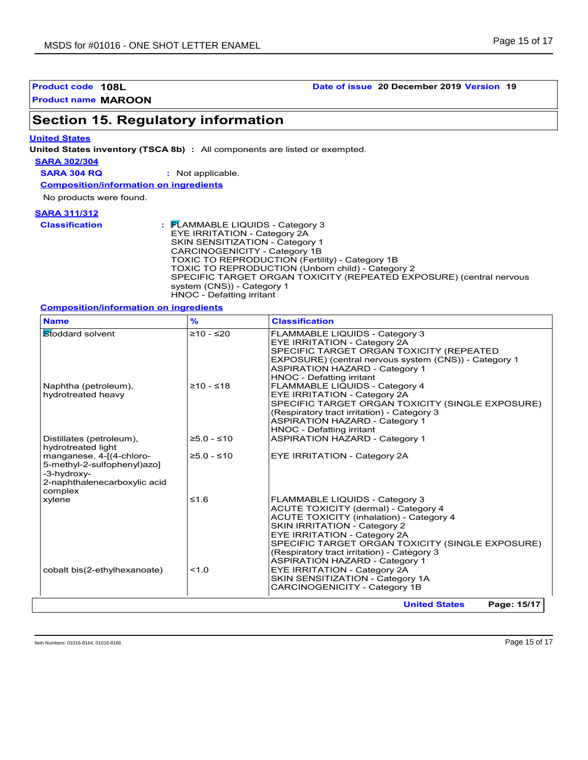**Product code** 108L **Date of issue** 20 December 2019 **Version** 19

**Product name** MAROON

## Section 15. Regulatory information

**United States**

**United States inventory (TSCA 8b)** : All components are listed or exempted.

**SARA 302/304**

**SARA 304 RQ** : Not applicable.

**Composition/information on ingredients**

No products were found.

**SARA 311/312**

**Classification** : FLAMMABLE LIQUIDS - Category 3
EYE IRRITATION - Category 2A
SKIN SENSITIZATION - Category 1
CARCINOGENICITY - Category 1B
TOXIC TO REPRODUCTION (Fertility) - Category 1B
TOXIC TO REPRODUCTION (Unborn child) - Category 2
SPECIFIC TARGET ORGAN TOXICITY (REPEATED EXPOSURE) (central nervous system (CNS)) - Category 1
HNOC - Defatting irritant

**Composition/information on ingredients**

| Name | % | Classification |
|---|---|---|
| Stoddard solvent | ≥10 - ≤20 | FLAMMABLE LIQUIDS - Category 3<br>EYE IRRITATION - Category 2A<br>SPECIFIC TARGET ORGAN TOXICITY (REPEATED EXPOSURE) (central nervous system (CNS)) - Category 1<br>ASPIRATION HAZARD - Category 1<br>HNOC - Defatting irritant |
| Naphtha (petroleum), hydrotreated heavy | ≥10 - ≤18 | FLAMMABLE LIQUIDS - Category 4<br>EYE IRRITATION - Category 2A<br>SPECIFIC TARGET ORGAN TOXICITY (SINGLE EXPOSURE) (Respiratory tract irritation) - Category 3<br>ASPIRATION HAZARD - Category 1<br>HNOC - Defatting irritant |
| Distillates (petroleum), hydrotreated light | ≥5.0 - ≤10 | ASPIRATION HAZARD - Category 1 |
| manganese, 4-[(4-chloro-5-methyl-2-sulfophenyl)azo]-3-hydroxy-2-naphthalenecarboxylic acid complex | ≥5.0 - ≤10 | EYE IRRITATION - Category 2A |
| xylene | ≤1.6 | FLAMMABLE LIQUIDS - Category 3<br>ACUTE TOXICITY (dermal) - Category 4<br>ACUTE TOXICITY (inhalation) - Category 4<br>SKIN IRRITATION - Category 2<br>EYE IRRITATION - Category 2A<br>SPECIFIC TARGET ORGAN TOXICITY (SINGLE EXPOSURE) (Respiratory tract irritation) - Category 3<br>ASPIRATION HAZARD - Category 1 |
| cobalt bis(2-ethylhexanoate) | <1.0 | EYE IRRITATION - Category 2A<br>SKIN SENSITIZATION - Category 1A<br>CARCINOGENICITY - Category 1B |

Item Numbers: 01016-8164, 01016-8166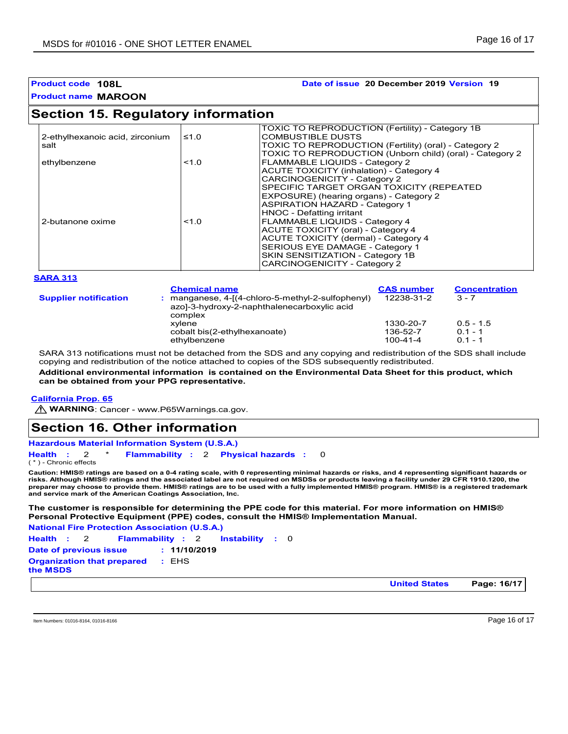**Product code** 108L **Date of issue** 20 December 2019 **Version** 19

**Product name** MAROON

## Section 15. Regulatory information

| | | |
|---|---|---|
| | | TOXIC TO REPRODUCTION (Fertility) - Category 1B |
| 2-ethylhexanoic acid, zirconium salt | ≤1.0 | COMBUSTIBLE DUSTS<br>TOXIC TO REPRODUCTION (Fertility) (oral) - Category 2<br>TOXIC TO REPRODUCTION (Unborn child) (oral) - Category 2 |
| ethylbenzene | <1.0 | FLAMMABLE LIQUIDS - Category 2<br>ACUTE TOXICITY (inhalation) - Category 4<br>CARCINOGENICITY - Category 2<br>SPECIFIC TARGET ORGAN TOXICITY (REPEATED EXPOSURE) (hearing organs) - Category 2<br>ASPIRATION HAZARD - Category 1<br>HNOC - Defatting irritant |
| 2-butanone oxime | <1.0 | FLAMMABLE LIQUIDS - Category 4<br>ACUTE TOXICITY (oral) - Category 4<br>ACUTE TOXICITY (dermal) - Category 4<br>SERIOUS EYE DAMAGE - Category 1<br>SKIN SENSITIZATION - Category 1B<br>CARCINOGENICITY - Category 2 |

**SARA 313**

| | Chemical name | CAS number | Concentration |
|---|---|---|---|
| **Supplier notification** | : manganese, 4-[(4-chloro-5-methyl-2-sulfophenyl) azo]-3-hydroxy-2-naphthalenecarboxylic acid complex | 12238-31-2 | 3 - 7 |
| | xylene | 1330-20-7 | 0.5 - 1.5 |
| | cobalt bis(2-ethylhexanoate) | 136-52-7 | 0.1 - 1 |
| | ethylbenzene | 100-41-4 | 0.1 - 1 |

SARA 313 notifications must not be detached from the SDS and any copying and redistribution of the SDS shall include copying and redistribution of the notice attached to copies of the SDS subsequently redistributed.

**Additional environmental information is contained on the Environmental Data Sheet for this product, which can be obtained from your PPG representative.**

**California Prop. 65**

⚠ **WARNING**: Cancer - www.P65Warnings.ca.gov.

## Section 16. Other information

**Hazardous Material Information System (U.S.A.)**

**Health** : 2 * **Flammability** : 2 **Physical hazards** : 0

( * ) - Chronic effects

**Caution: HMIS® ratings are based on a 0-4 rating scale, with 0 representing minimal hazards or risks, and 4 representing significant hazards or risks. Although HMIS® ratings and the associated label are not required on MSDSs or products leaving a facility under 29 CFR 1910.1200, the preparer may choose to provide them. HMIS® ratings are to be used with a fully implemented HMIS® program. HMIS® is a registered trademark and service mark of the American Coatings Association, Inc.**

**The customer is responsible for determining the PPE code for this material. For more information on HMIS® Personal Protective Equipment (PPE) codes, consult the HMIS® Implementation Manual.**

**National Fire Protection Association (U.S.A.)**

**Health** : 2 **Flammability** : 2 **Instability** : 0

**Date of previous issue** : **11/10/2019**

**Organization that prepared the MSDS** : EHS

Item Numbers: 01016-8164, 01016-8166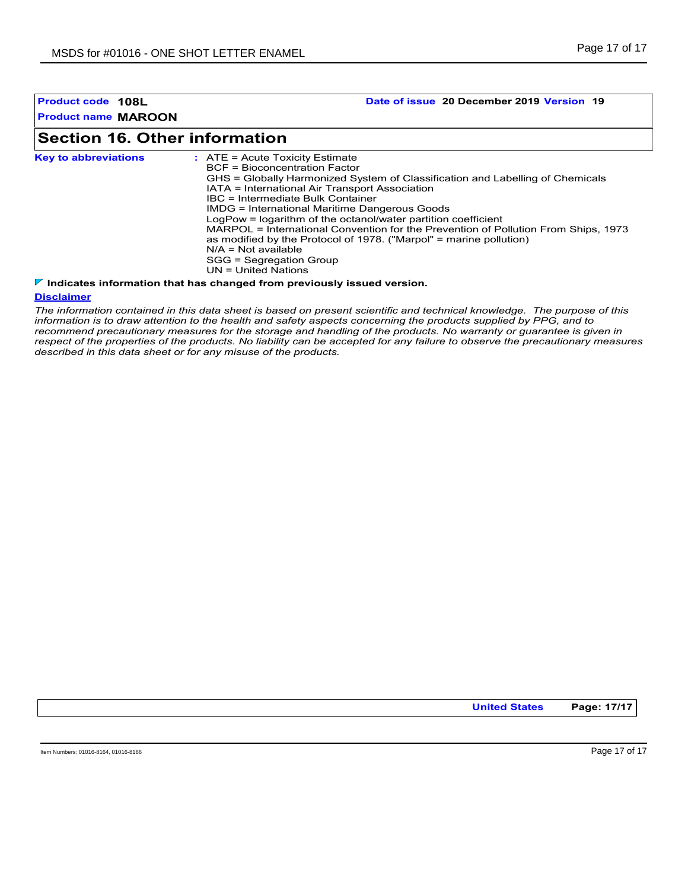**Product code** **108L** **Date of issue** **20 December 2019** **Version** **19**

**Product name** **MAROON**

## Section 16. Other information

**Key to abbreviations** : ATE = Acute Toxicity Estimate
BCF = Bioconcentration Factor
GHS = Globally Harmonized System of Classification and Labelling of Chemicals
IATA = International Air Transport Association
IBC = Intermediate Bulk Container
IMDG = International Maritime Dangerous Goods
LogPow = logarithm of the octanol/water partition coefficient
MARPOL = International Convention for the Prevention of Pollution From Ships, 1973 as modified by the Protocol of 1978. ("Marpol" = marine pollution)
N/A = Not available
SGG = Segregation Group
UN = United Nations

**Indicates information that has changed from previously issued version.**

**Disclaimer**

*The information contained in this data sheet is based on present scientific and technical knowledge. The purpose of this information is to draw attention to the health and safety aspects concerning the products supplied by PPG, and to recommend precautionary measures for the storage and handling of the products. No warranty or guarantee is given in respect of the properties of the products. No liability can be accepted for any failure to observe the precautionary measures described in this data sheet or for any misuse of the products.*

Item Numbers: 01016-8164, 01016-8166